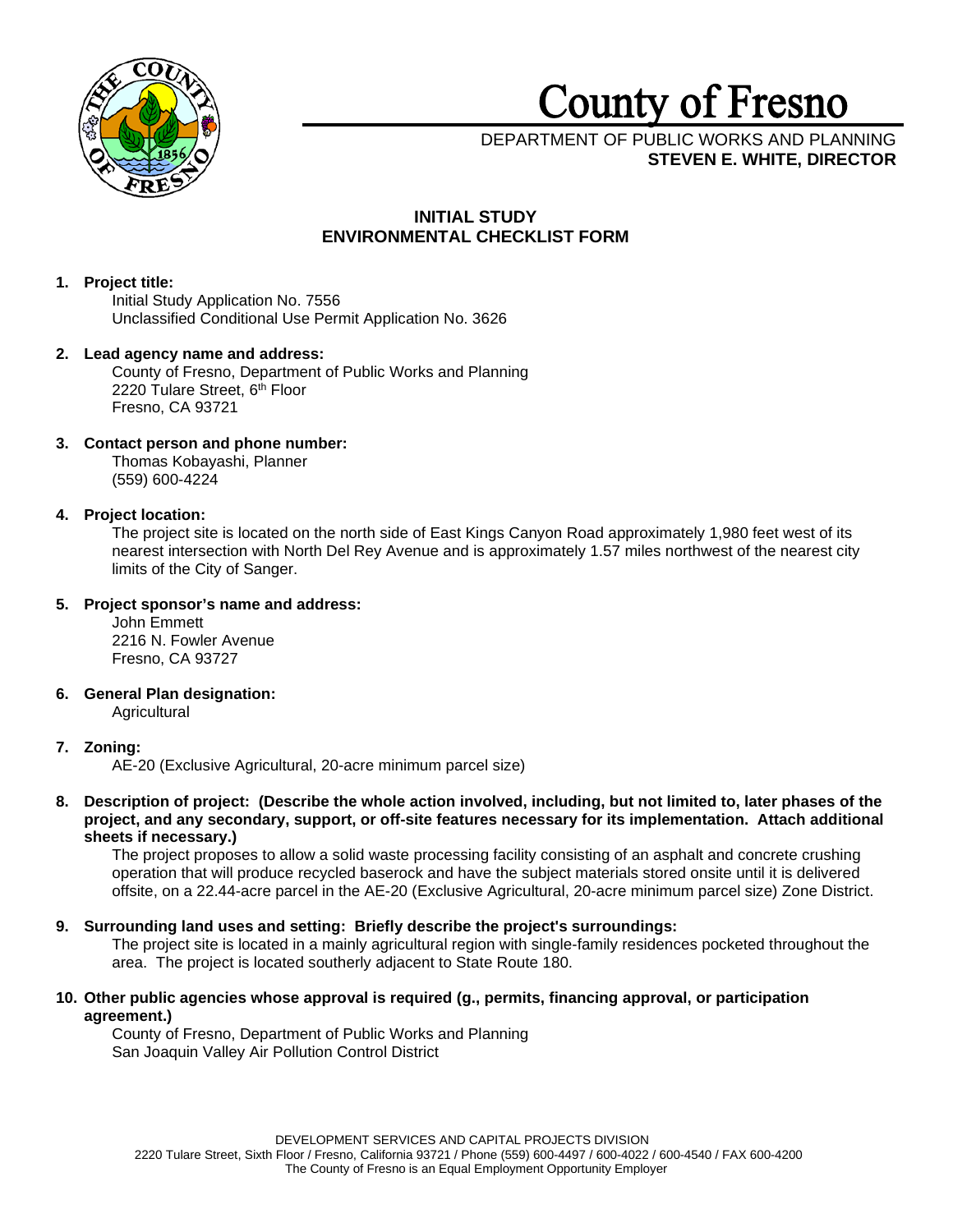# County of Fresno

DEPARTMENT OF PUBLIC WORKS AND PLANNING
**STEVEN E. WHITE, DIRECTOR**

## INITIAL STUDY
## ENVIRONMENTAL CHECKLIST FORM

1. **Project title:**
   Initial Study Application No. 7556
   Unclassified Conditional Use Permit Application No. 3626

2. **Lead agency name and address:**
   County of Fresno, Department of Public Works and Planning
   2220 Tulare Street, 6th Floor
   Fresno, CA 93721

3. **Contact person and phone number:**
   Thomas Kobayashi, Planner
   (559) 600-4224

4. **Project location:**
   The project site is located on the north side of East Kings Canyon Road approximately 1,980 feet west of its nearest intersection with North Del Rey Avenue and is approximately 1.57 miles northwest of the nearest city limits of the City of Sanger.

5. **Project sponsor's name and address:**
   John Emmett
   2216 N. Fowler Avenue
   Fresno, CA 93727

6. **General Plan designation:**
   Agricultural

7. **Zoning:**
   AE-20 (Exclusive Agricultural, 20-acre minimum parcel size)

8. **Description of project: (Describe the whole action involved, including, but not limited to, later phases of the project, and any secondary, support, or off-site features necessary for its implementation. Attach additional sheets if necessary.)**
   The project proposes to allow a solid waste processing facility consisting of an asphalt and concrete crushing operation that will produce recycled baserock and have the subject materials stored onsite until it is delivered offsite, on a 22.44-acre parcel in the AE-20 (Exclusive Agricultural, 20-acre minimum parcel size) Zone District.

9. **Surrounding land uses and setting: Briefly describe the project's surroundings:**
   The project site is located in a mainly agricultural region with single-family residences pocketed throughout the area. The project is located southerly adjacent to State Route 180.

10. **Other public agencies whose approval is required (g., permits, financing approval, or participation agreement.)**
    County of Fresno, Department of Public Works and Planning
    San Joaquin Valley Air Pollution Control District

DEVELOPMENT SERVICES AND CAPITAL PROJECTS DIVISION
2220 Tulare Street, Sixth Floor / Fresno, California 93721 / Phone (559) 600-4497 / 600-4022 / 600-4540 / FAX 600-4200
The County of Fresno is an Equal Employment Opportunity Employer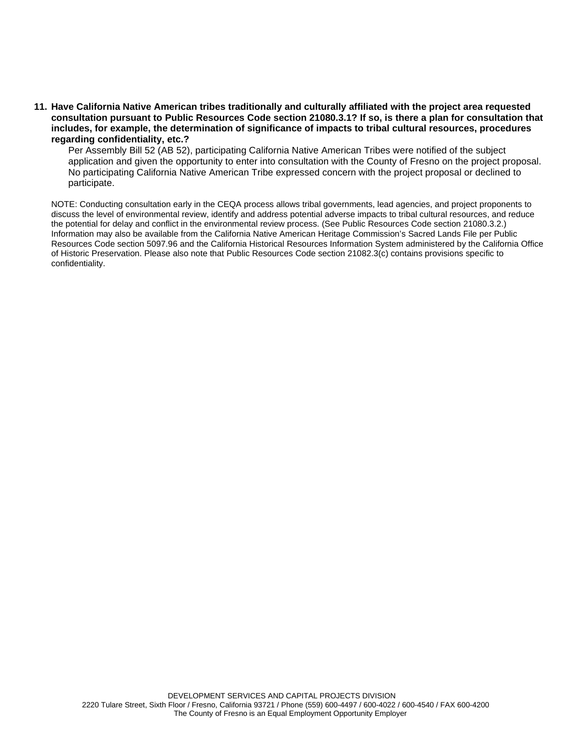**11. Have California Native American tribes traditionally and culturally affiliated with the project area requested consultation pursuant to Public Resources Code section 21080.3.1? If so, is there a plan for consultation that includes, for example, the determination of significance of impacts to tribal cultural resources, procedures regarding confidentiality, etc.?**

Per Assembly Bill 52 (AB 52), participating California Native American Tribes were notified of the subject application and given the opportunity to enter into consultation with the County of Fresno on the project proposal. No participating California Native American Tribe expressed concern with the project proposal or declined to participate.

NOTE: Conducting consultation early in the CEQA process allows tribal governments, lead agencies, and project proponents to discuss the level of environmental review, identify and address potential adverse impacts to tribal cultural resources, and reduce the potential for delay and conflict in the environmental review process. (See Public Resources Code section 21080.3.2.) Information may also be available from the California Native American Heritage Commission's Sacred Lands File per Public Resources Code section 5097.96 and the California Historical Resources Information System administered by the California Office of Historic Preservation. Please also note that Public Resources Code section 21082.3(c) contains provisions specific to confidentiality.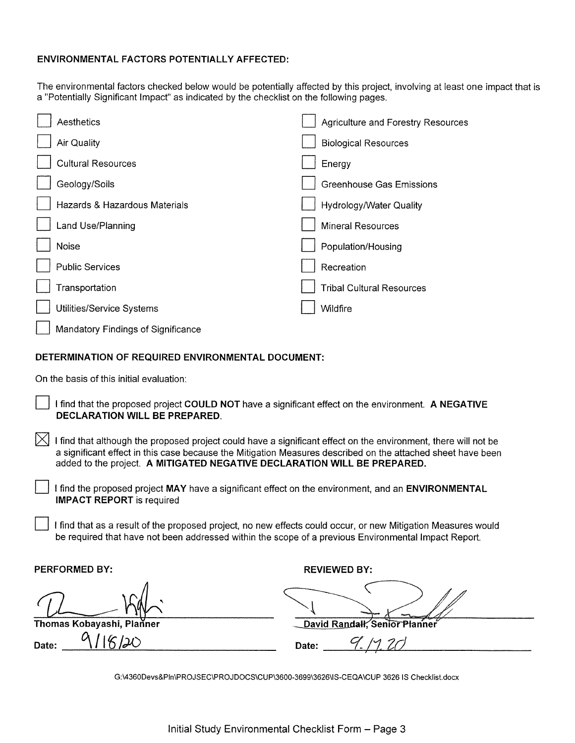**ENVIRONMENTAL FACTORS POTENTIALLY AFFECTED:**

The environmental factors checked below would be potentially affected by this project, involving at least one impact that is a "Potentially Significant Impact" as indicated by the checklist on the following pages.

- [ ] Aesthetics
- [ ] Agriculture and Forestry Resources
- [ ] Air Quality
- [ ] Biological Resources
- [ ] Cultural Resources
- [ ] Energy
- [ ] Geology/Soils
- [ ] Greenhouse Gas Emissions
- [ ] Hazards & Hazardous Materials
- [ ] Hydrology/Water Quality
- [ ] Land Use/Planning
- [ ] Mineral Resources
- [ ] Noise
- [ ] Population/Housing
- [ ] Public Services
- [ ] Recreation
- [ ] Transportation
- [ ] Tribal Cultural Resources
- [ ] Utilities/Service Systems
- [ ] Wildfire
- [ ] Mandatory Findings of Significance

**DETERMINATION OF REQUIRED ENVIRONMENTAL DOCUMENT:**

On the basis of this initial evaluation:

- [ ] I find that the proposed project **COULD NOT** have a significant effect on the environment. **A NEGATIVE DECLARATION WILL BE PREPARED.**
- [x] I find that although the proposed project could have a significant effect on the environment, there will not be a significant effect in this case because the Mitigation Measures described on the attached sheet have been added to the project. **A MITIGATED NEGATIVE DECLARATION WILL BE PREPARED.**
- [ ] I find the proposed project **MAY** have a significant effect on the environment, and an **ENVIRONMENTAL IMPACT REPORT** is required
- [ ] I find that as a result of the proposed project, no new effects could occur, or new Mitigation Measures would be required that have not been addressed within the scope of a previous Environmental Impact Report.

| **PERFORMED BY:** | **REVIEWED BY:** |
|---|---|
| **Thomas Kobayashi, Planner** | **David Randall, Senior Planner** |
| Date: 9/18/20 | Date: 9.17.20 |

G:\4360Devs&Pln\PROJSEC\PROJDOCS\CUP\3600-3699\3626\IS-CEQA\CUP 3626 IS Checklist.docx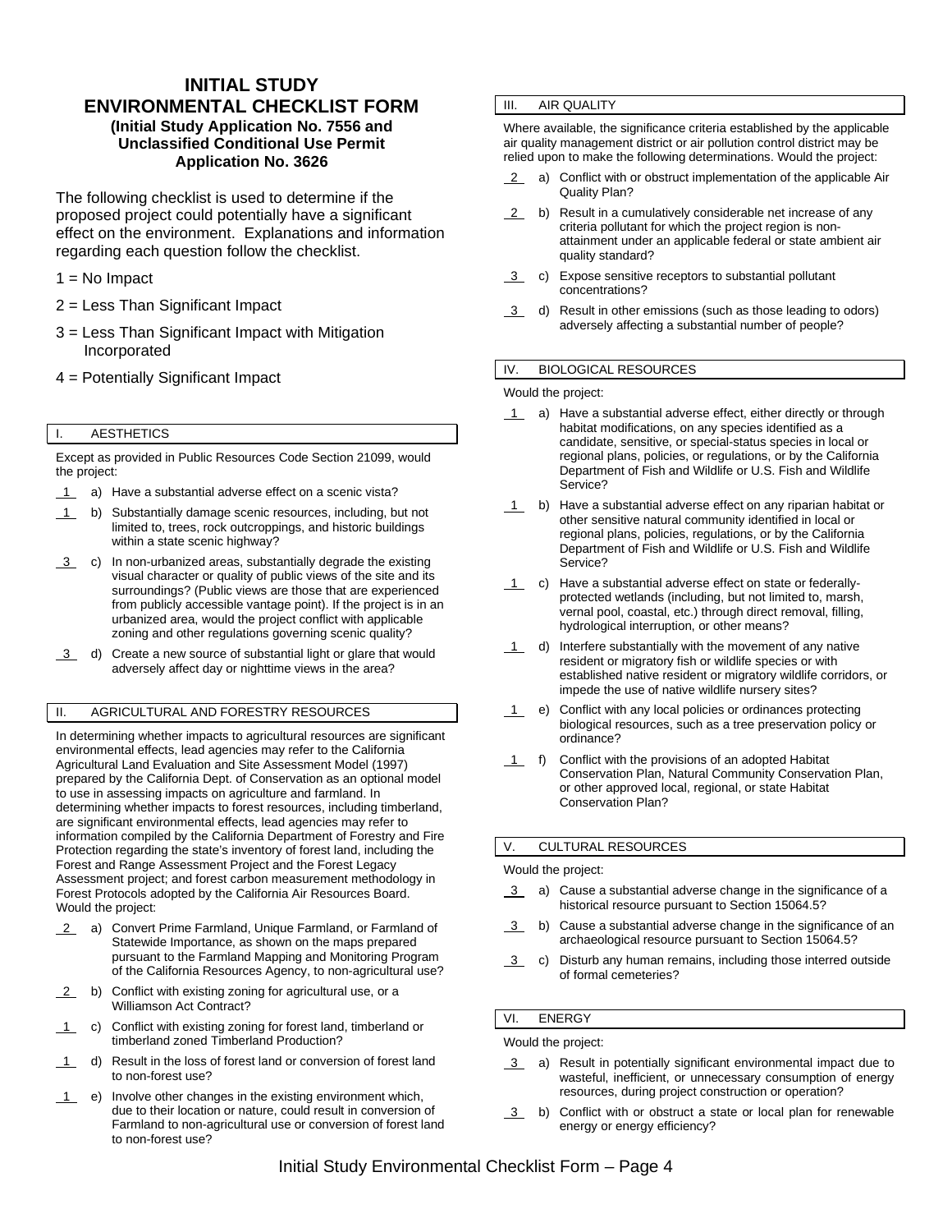# INITIAL STUDY ENVIRONMENTAL CHECKLIST FORM

**(Initial Study Application No. 7556 and Unclassified Conditional Use Permit Application No. 3626**

The following checklist is used to determine if the proposed project could potentially have a significant effect on the environment. Explanations and information regarding each question follow the checklist.

1 = No Impact

2 = Less Than Significant Impact

3 = Less Than Significant Impact with Mitigation Incorporated

4 = Potentially Significant Impact

## I. AESTHETICS

Except as provided in Public Resources Code Section 21099, would the project:

1 a) Have a substantial adverse effect on a scenic vista?

1 b) Substantially damage scenic resources, including, but not limited to, trees, rock outcroppings, and historic buildings within a state scenic highway?

3 c) In non-urbanized areas, substantially degrade the existing visual character or quality of public views of the site and its surroundings? (Public views are those that are experienced from publicly accessible vantage point). If the project is in an urbanized area, would the project conflict with applicable zoning and other regulations governing scenic quality?

3 d) Create a new source of substantial light or glare that would adversely affect day or nighttime views in the area?

## II. AGRICULTURAL AND FORESTRY RESOURCES

In determining whether impacts to agricultural resources are significant environmental effects, lead agencies may refer to the California Agricultural Land Evaluation and Site Assessment Model (1997) prepared by the California Dept. of Conservation as an optional model to use in assessing impacts on agriculture and farmland. In determining whether impacts to forest resources, including timberland, are significant environmental effects, lead agencies may refer to information compiled by the California Department of Forestry and Fire Protection regarding the state's inventory of forest land, including the Forest and Range Assessment Project and the Forest Legacy Assessment project; and forest carbon measurement methodology in Forest Protocols adopted by the California Air Resources Board. Would the project:

2 a) Convert Prime Farmland, Unique Farmland, or Farmland of Statewide Importance, as shown on the maps prepared pursuant to the Farmland Mapping and Monitoring Program of the California Resources Agency, to non-agricultural use?

2 b) Conflict with existing zoning for agricultural use, or a Williamson Act Contract?

1 c) Conflict with existing zoning for forest land, timberland or timberland zoned Timberland Production?

1 d) Result in the loss of forest land or conversion of forest land to non-forest use?

1 e) Involve other changes in the existing environment which, due to their location or nature, could result in conversion of Farmland to non-agricultural use or conversion of forest land to non-forest use?

## III. AIR QUALITY

Where available, the significance criteria established by the applicable air quality management district or air pollution control district may be relied upon to make the following determinations. Would the project:

2 a) Conflict with or obstruct implementation of the applicable Air Quality Plan?

2 b) Result in a cumulatively considerable net increase of any criteria pollutant for which the project region is non-attainment under an applicable federal or state ambient air quality standard?

3 c) Expose sensitive receptors to substantial pollutant concentrations?

3 d) Result in other emissions (such as those leading to odors) adversely affecting a substantial number of people?

## IV. BIOLOGICAL RESOURCES

Would the project:

1 a) Have a substantial adverse effect, either directly or through habitat modifications, on any species identified as a candidate, sensitive, or special-status species in local or regional plans, policies, or regulations, or by the California Department of Fish and Wildlife or U.S. Fish and Wildlife Service?

1 b) Have a substantial adverse effect on any riparian habitat or other sensitive natural community identified in local or regional plans, policies, regulations, or by the California Department of Fish and Wildlife or U.S. Fish and Wildlife Service?

1 c) Have a substantial adverse effect on state or federally-protected wetlands (including, but not limited to, marsh, vernal pool, coastal, etc.) through direct removal, filling, hydrological interruption, or other means?

1 d) Interfere substantially with the movement of any native resident or migratory fish or wildlife species or with established native resident or migratory wildlife corridors, or impede the use of native wildlife nursery sites?

1 e) Conflict with any local policies or ordinances protecting biological resources, such as a tree preservation policy or ordinance?

1 f) Conflict with the provisions of an adopted Habitat Conservation Plan, Natural Community Conservation Plan, or other approved local, regional, or state Habitat Conservation Plan?

## V. CULTURAL RESOURCES

Would the project:

3 a) Cause a substantial adverse change in the significance of a historical resource pursuant to Section 15064.5?

3 b) Cause a substantial adverse change in the significance of an archaeological resource pursuant to Section 15064.5?

3 c) Disturb any human remains, including those interred outside of formal cemeteries?

## VI. ENERGY

Would the project:

3 a) Result in potentially significant environmental impact due to wasteful, inefficient, or unnecessary consumption of energy resources, during project construction or operation?

3 b) Conflict with or obstruct a state or local plan for renewable energy or energy efficiency?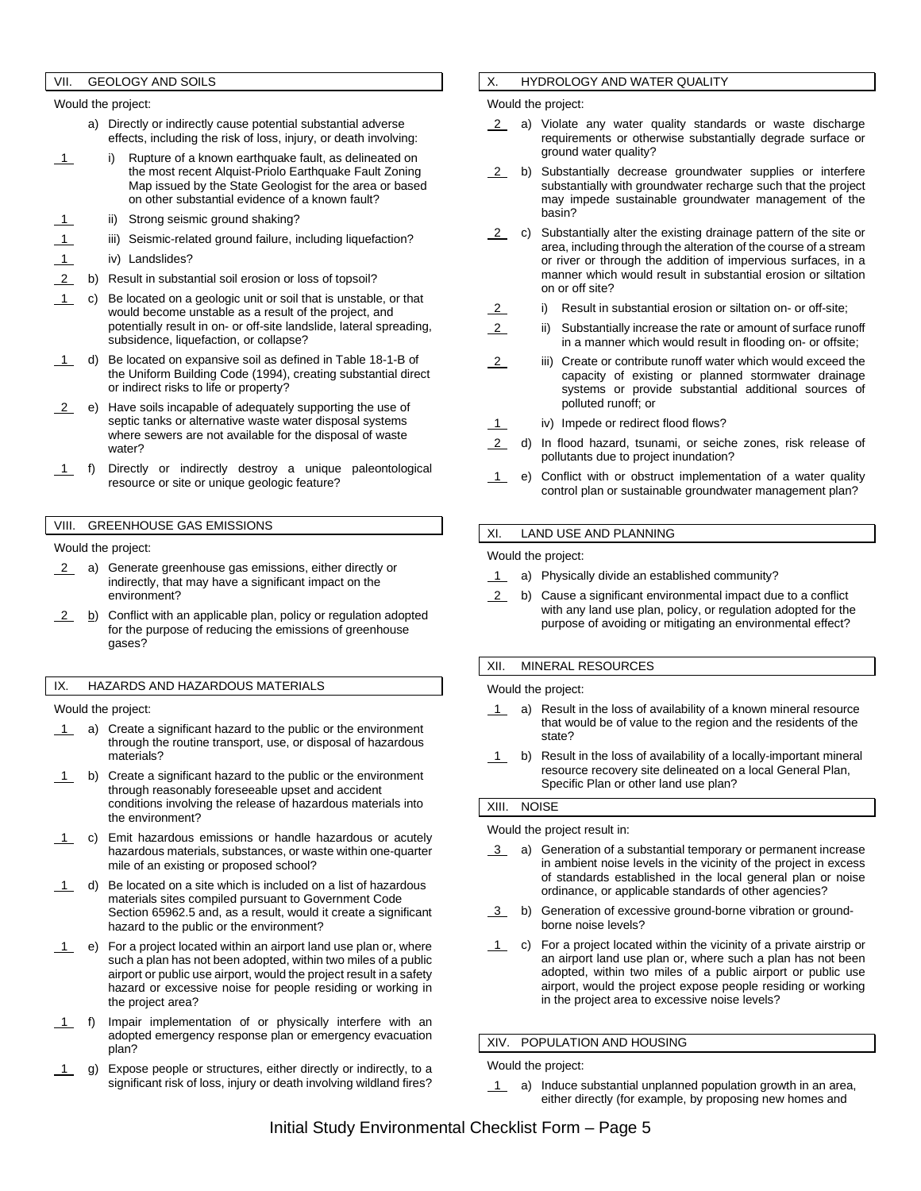## VII. GEOLOGY AND SOILS

Would the project:

a) Directly or indirectly cause potential substantial adverse effects, including the risk of loss, injury, or death involving:

1 i) Rupture of a known earthquake fault, as delineated on the most recent Alquist-Priolo Earthquake Fault Zoning Map issued by the State Geologist for the area or based on other substantial evidence of a known fault?

1 ii) Strong seismic ground shaking?

1 iii) Seismic-related ground failure, including liquefaction?

1 iv) Landslides?

2 b) Result in substantial soil erosion or loss of topsoil?

1 c) Be located on a geologic unit or soil that is unstable, or that would become unstable as a result of the project, and potentially result in on- or off-site landslide, lateral spreading, subsidence, liquefaction, or collapse?

1 d) Be located on expansive soil as defined in Table 18-1-B of the Uniform Building Code (1994), creating substantial direct or indirect risks to life or property?

2 e) Have soils incapable of adequately supporting the use of septic tanks or alternative waste water disposal systems where sewers are not available for the disposal of waste water?

1 f) Directly or indirectly destroy a unique paleontological resource or site or unique geologic feature?

## VIII. GREENHOUSE GAS EMISSIONS

Would the project:

2 a) Generate greenhouse gas emissions, either directly or indirectly, that may have a significant impact on the environment?

2 b) Conflict with an applicable plan, policy or regulation adopted for the purpose of reducing the emissions of greenhouse gases?

## IX. HAZARDS AND HAZARDOUS MATERIALS

Would the project:

1 a) Create a significant hazard to the public or the environment through the routine transport, use, or disposal of hazardous materials?

1 b) Create a significant hazard to the public or the environment through reasonably foreseeable upset and accident conditions involving the release of hazardous materials into the environment?

1 c) Emit hazardous emissions or handle hazardous or acutely hazardous materials, substances, or waste within one-quarter mile of an existing or proposed school?

1 d) Be located on a site which is included on a list of hazardous materials sites compiled pursuant to Government Code Section 65962.5 and, as a result, would it create a significant hazard to the public or the environment?

1 e) For a project located within an airport land use plan or, where such a plan has not been adopted, within two miles of a public airport or public use airport, would the project result in a safety hazard or excessive noise for people residing or working in the project area?

1 f) Impair implementation of or physically interfere with an adopted emergency response plan or emergency evacuation plan?

1 g) Expose people or structures, either directly or indirectly, to a significant risk of loss, injury or death involving wildland fires?

## X. HYDROLOGY AND WATER QUALITY

Would the project:

2 a) Violate any water quality standards or waste discharge requirements or otherwise substantially degrade surface or ground water quality?

2 b) Substantially decrease groundwater supplies or interfere substantially with groundwater recharge such that the project may impede sustainable groundwater management of the basin?

2 c) Substantially alter the existing drainage pattern of the site or area, including through the alteration of the course of a stream or river or through the addition of impervious surfaces, in a manner which would result in substantial erosion or siltation on or off site?

2 i) Result in substantial erosion or siltation on- or off-site;

2 ii) Substantially increase the rate or amount of surface runoff in a manner which would result in flooding on- or offsite;

2 iii) Create or contribute runoff water which would exceed the capacity of existing or planned stormwater drainage systems or provide substantial additional sources of polluted runoff; or

1 iv) Impede or redirect flood flows?

2 d) In flood hazard, tsunami, or seiche zones, risk release of pollutants due to project inundation?

1 e) Conflict with or obstruct implementation of a water quality control plan or sustainable groundwater management plan?

## XI. LAND USE AND PLANNING

Would the project:

1 a) Physically divide an established community?

2 b) Cause a significant environmental impact due to a conflict with any land use plan, policy, or regulation adopted for the purpose of avoiding or mitigating an environmental effect?

## XII. MINERAL RESOURCES

Would the project:

1 a) Result in the loss of availability of a known mineral resource that would be of value to the region and the residents of the state?

1 b) Result in the loss of availability of a locally-important mineral resource recovery site delineated on a local General Plan, Specific Plan or other land use plan?

## XIII. NOISE

Would the project result in:

3 a) Generation of a substantial temporary or permanent increase in ambient noise levels in the vicinity of the project in excess of standards established in the local general plan or noise ordinance, or applicable standards of other agencies?

3 b) Generation of excessive ground-borne vibration or ground-borne noise levels?

1 c) For a project located within the vicinity of a private airstrip or an airport land use plan or, where such a plan has not been adopted, within two miles of a public airport or public use airport, would the project expose people residing or working in the project area to excessive noise levels?

## XIV. POPULATION AND HOUSING

Would the project:

1 a) Induce substantial unplanned population growth in an area, either directly (for example, by proposing new homes and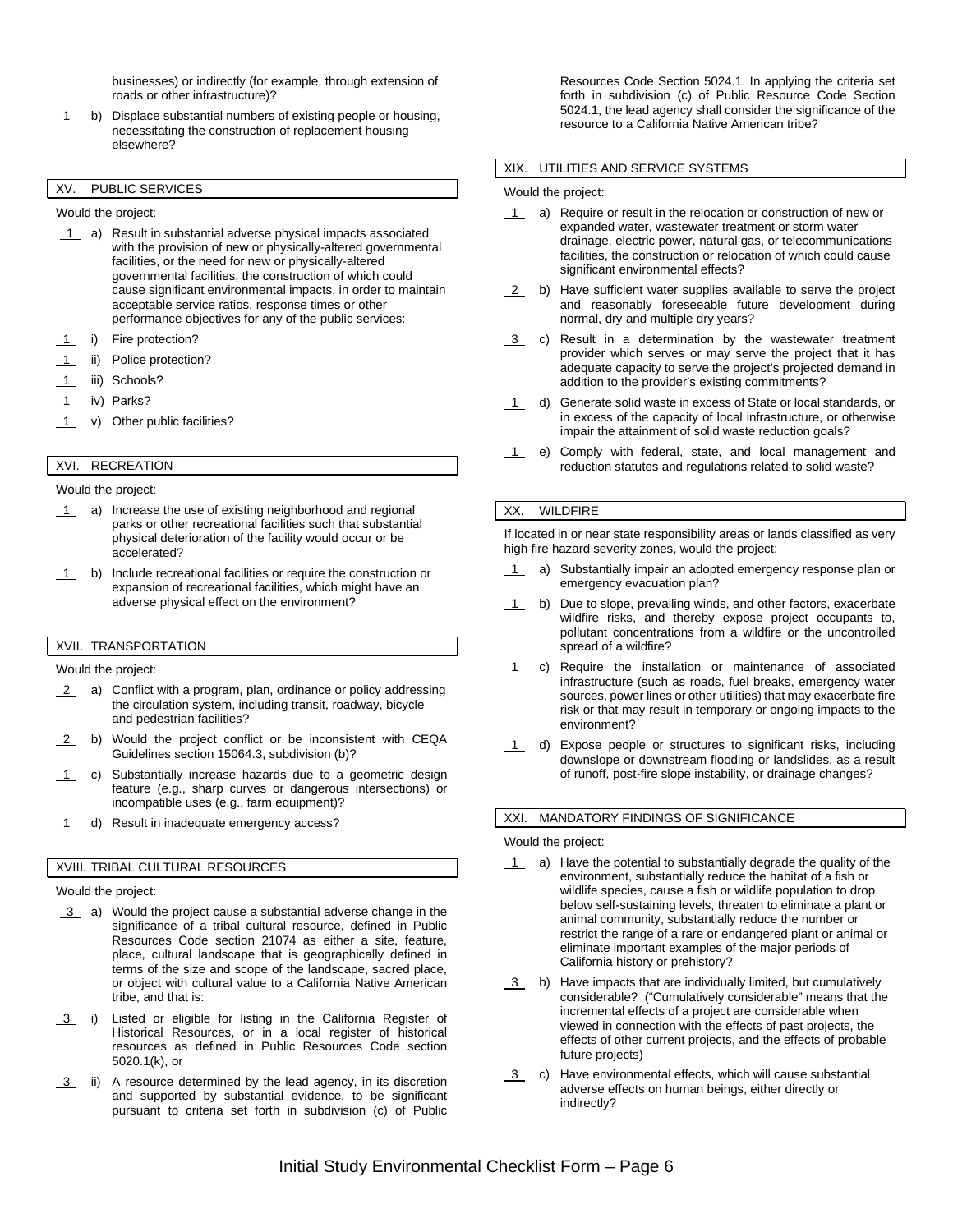businesses) or indirectly (for example, through extension of roads or other infrastructure)?

_1_ b) Displace substantial numbers of existing people or housing, necessitating the construction of replacement housing elsewhere?

## XV. PUBLIC SERVICES

Would the project:

_1_ a) Result in substantial adverse physical impacts associated with the provision of new or physically-altered governmental facilities, or the need for new or physically-altered governmental facilities, the construction of which could cause significant environmental impacts, in order to maintain acceptable service ratios, response times or other performance objectives for any of the public services:

_1_ i) Fire protection?

_1_ ii) Police protection?

_1_ iii) Schools?

_1_ iv) Parks?

_1_ v) Other public facilities?

## XVI. RECREATION

Would the project:

_1_ a) Increase the use of existing neighborhood and regional parks or other recreational facilities such that substantial physical deterioration of the facility would occur or be accelerated?

_1_ b) Include recreational facilities or require the construction or expansion of recreational facilities, which might have an adverse physical effect on the environment?

## XVII. TRANSPORTATION

Would the project:

_2_ a) Conflict with a program, plan, ordinance or policy addressing the circulation system, including transit, roadway, bicycle and pedestrian facilities?

_2_ b) Would the project conflict or be inconsistent with CEQA Guidelines section 15064.3, subdivision (b)?

_1_ c) Substantially increase hazards due to a geometric design feature (e.g., sharp curves or dangerous intersections) or incompatible uses (e.g., farm equipment)?

_1_ d) Result in inadequate emergency access?

## XVIII. TRIBAL CULTURAL RESOURCES

Would the project:

_3_ a) Would the project cause a substantial adverse change in the significance of a tribal cultural resource, defined in Public Resources Code section 21074 as either a site, feature, place, cultural landscape that is geographically defined in terms of the size and scope of the landscape, sacred place, or object with cultural value to a California Native American tribe, and that is:

_3_ i) Listed or eligible for listing in the California Register of Historical Resources, or in a local register of historical resources as defined in Public Resources Code section 5020.1(k), or

_3_ ii) A resource determined by the lead agency, in its discretion and supported by substantial evidence, to be significant pursuant to criteria set forth in subdivision (c) of Public Resources Code Section 5024.1. In applying the criteria set forth in subdivision (c) of Public Resource Code Section 5024.1, the lead agency shall consider the significance of the resource to a California Native American tribe?

## XIX. UTILITIES AND SERVICE SYSTEMS

Would the project:

_1_ a) Require or result in the relocation or construction of new or expanded water, wastewater treatment or storm water drainage, electric power, natural gas, or telecommunications facilities, the construction or relocation of which could cause significant environmental effects?

_2_ b) Have sufficient water supplies available to serve the project and reasonably foreseeable future development during normal, dry and multiple dry years?

_3_ c) Result in a determination by the wastewater treatment provider which serves or may serve the project that it has adequate capacity to serve the project's projected demand in addition to the provider's existing commitments?

_1_ d) Generate solid waste in excess of State or local standards, or in excess of the capacity of local infrastructure, or otherwise impair the attainment of solid waste reduction goals?

_1_ e) Comply with federal, state, and local management and reduction statutes and regulations related to solid waste?

## XX. WILDFIRE

If located in or near state responsibility areas or lands classified as very high fire hazard severity zones, would the project:

_1_ a) Substantially impair an adopted emergency response plan or emergency evacuation plan?

_1_ b) Due to slope, prevailing winds, and other factors, exacerbate wildfire risks, and thereby expose project occupants to, pollutant concentrations from a wildfire or the uncontrolled spread of a wildfire?

_1_ c) Require the installation or maintenance of associated infrastructure (such as roads, fuel breaks, emergency water sources, power lines or other utilities) that may exacerbate fire risk or that may result in temporary or ongoing impacts to the environment?

_1_ d) Expose people or structures to significant risks, including downslope or downstream flooding or landslides, as a result of runoff, post-fire slope instability, or drainage changes?

## XXI. MANDATORY FINDINGS OF SIGNIFICANCE

Would the project:

_1_ a) Have the potential to substantially degrade the quality of the environment, substantially reduce the habitat of a fish or wildlife species, cause a fish or wildlife population to drop below self-sustaining levels, threaten to eliminate a plant or animal community, substantially reduce the number or restrict the range of a rare or endangered plant or animal or eliminate important examples of the major periods of California history or prehistory?

_3_ b) Have impacts that are individually limited, but cumulatively considerable? ("Cumulatively considerable" means that the incremental effects of a project are considerable when viewed in connection with the effects of past projects, the effects of other current projects, and the effects of probable future projects)

_3_ c) Have environmental effects, which will cause substantial adverse effects on human beings, either directly or indirectly?

Initial Study Environmental Checklist Form – Page 6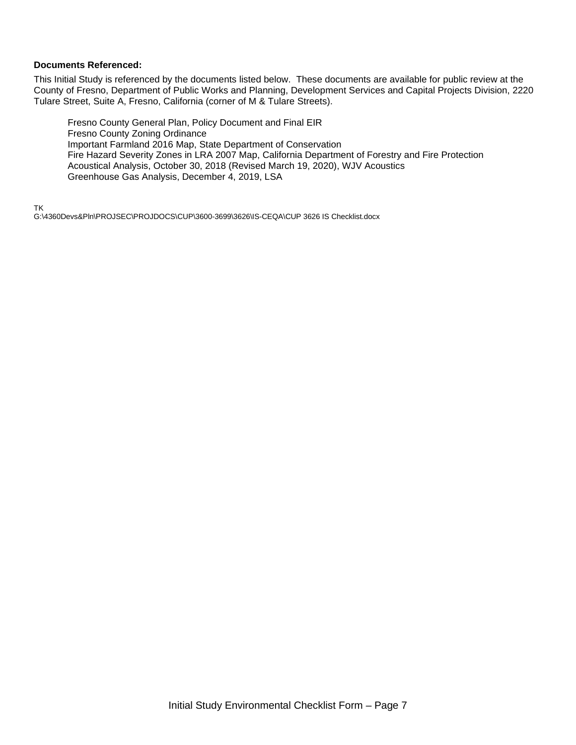**Documents Referenced:**

This Initial Study is referenced by the documents listed below. These documents are available for public review at the County of Fresno, Department of Public Works and Planning, Development Services and Capital Projects Division, 2220 Tulare Street, Suite A, Fresno, California (corner of M & Tulare Streets).

Fresno County General Plan, Policy Document and Final EIR
Fresno County Zoning Ordinance
Important Farmland 2016 Map, State Department of Conservation
Fire Hazard Severity Zones in LRA 2007 Map, California Department of Forestry and Fire Protection
Acoustical Analysis, October 30, 2018 (Revised March 19, 2020), WJV Acoustics
Greenhouse Gas Analysis, December 4, 2019, LSA

TK
G:\4360Devs&Pln\PROJSEC\PROJDOCS\CUP\3600-3699\3626\IS-CEQA\CUP 3626 IS Checklist.docx